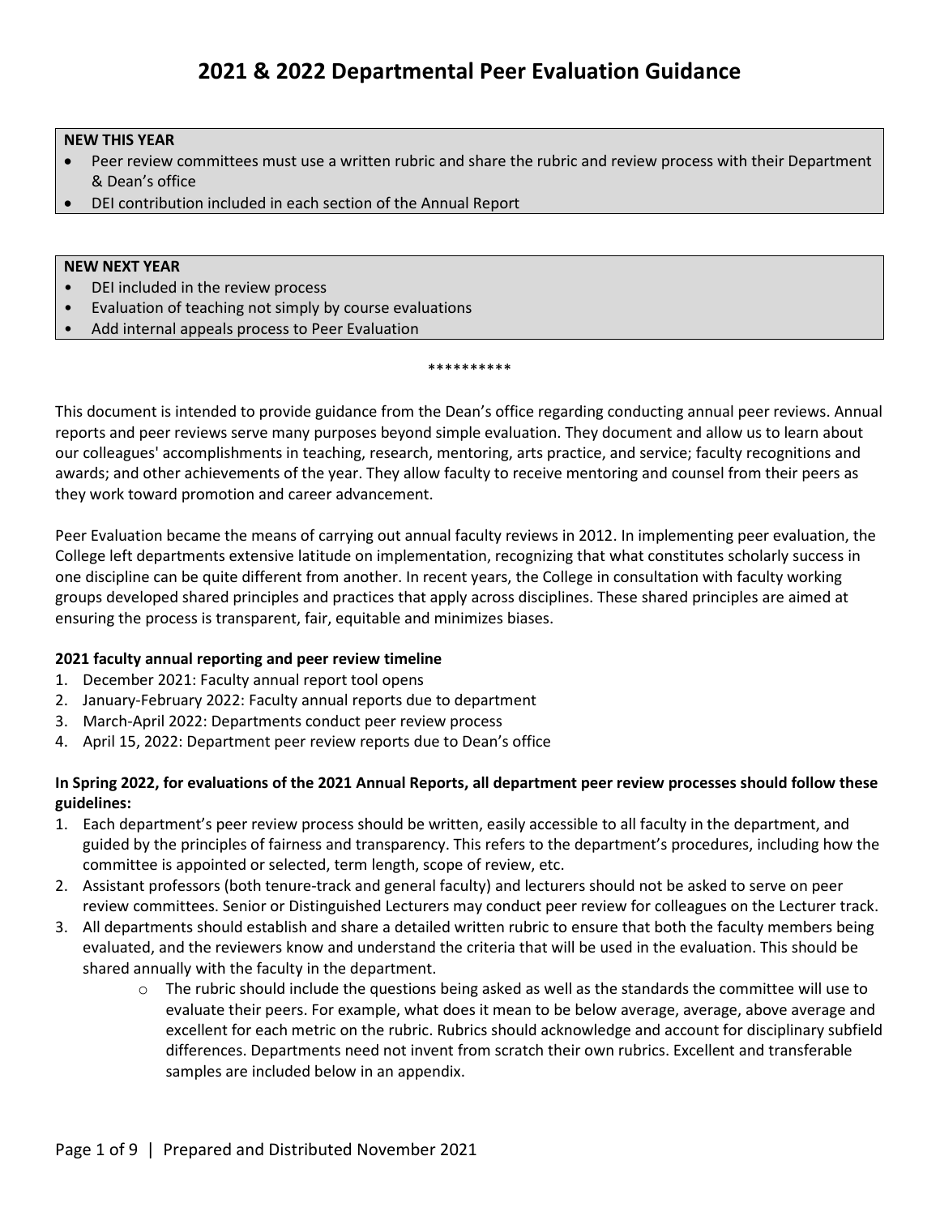// 2021 & 2022 Departmental Peer Evaluation Guidance

**NEW THIS YEAR**

- Peer review committees must use a written rubric and share the rubric and review process with their Department & Dean's office
- DEI contribution included in each section of the Annual Report

**NEW NEXT YEAR**

- DEI included in the review process
- Evaluation of teaching not simply by course evaluations
- Add internal appeals process to Peer Evaluation

\*\*\*\*\*\*\*\*\*\*

This document is intended to provide guidance from the Dean's office regarding conducting annual peer reviews. Annual reports and peer reviews serve many purposes beyond simple evaluation. They document and allow us to learn about our colleagues' accomplishments in teaching, research, mentoring, arts practice, and service; faculty recognitions and awards; and other achievements of the year. They allow faculty to receive mentoring and counsel from their peers as they work toward promotion and career advancement.

Peer Evaluation became the means of carrying out annual faculty reviews in 2012. In implementing peer evaluation, the College left departments extensive latitude on implementation, recognizing that what constitutes scholarly success in one discipline can be quite different from another. In recent years, the College in consultation with faculty working groups developed shared principles and practices that apply across disciplines. These shared principles are aimed at ensuring the process is transparent, fair, equitable and minimizes biases.

**2021 faculty annual reporting and peer review timeline**

1. December 2021: Faculty annual report tool opens
2. January-February 2022: Faculty annual reports due to department
3. March-April 2022: Departments conduct peer review process
4. April 15, 2022: Department peer review reports due to Dean's office

**In Spring 2022, for evaluations of the 2021 Annual Reports, all department peer review processes should follow these guidelines:**

1. Each department's peer review process should be written, easily accessible to all faculty in the department, and guided by the principles of fairness and transparency. This refers to the department's procedures, including how the committee is appointed or selected, term length, scope of review, etc.
2. Assistant professors (both tenure-track and general faculty) and lecturers should not be asked to serve on peer review committees. Senior or Distinguished Lecturers may conduct peer review for colleagues on the Lecturer track.
3. All departments should establish and share a detailed written rubric to ensure that both the faculty members being evaluated, and the reviewers know and understand the criteria that will be used in the evaluation. This should be shared annually with the faculty in the department.
    - The rubric should include the questions being asked as well as the standards the committee will use to evaluate their peers. For example, what does it mean to be below average, average, above average and excellent for each metric on the rubric. Rubrics should acknowledge and account for disciplinary subfield differences. Departments need not invent from scratch their own rubrics. Excellent and transferable samples are included below in an appendix.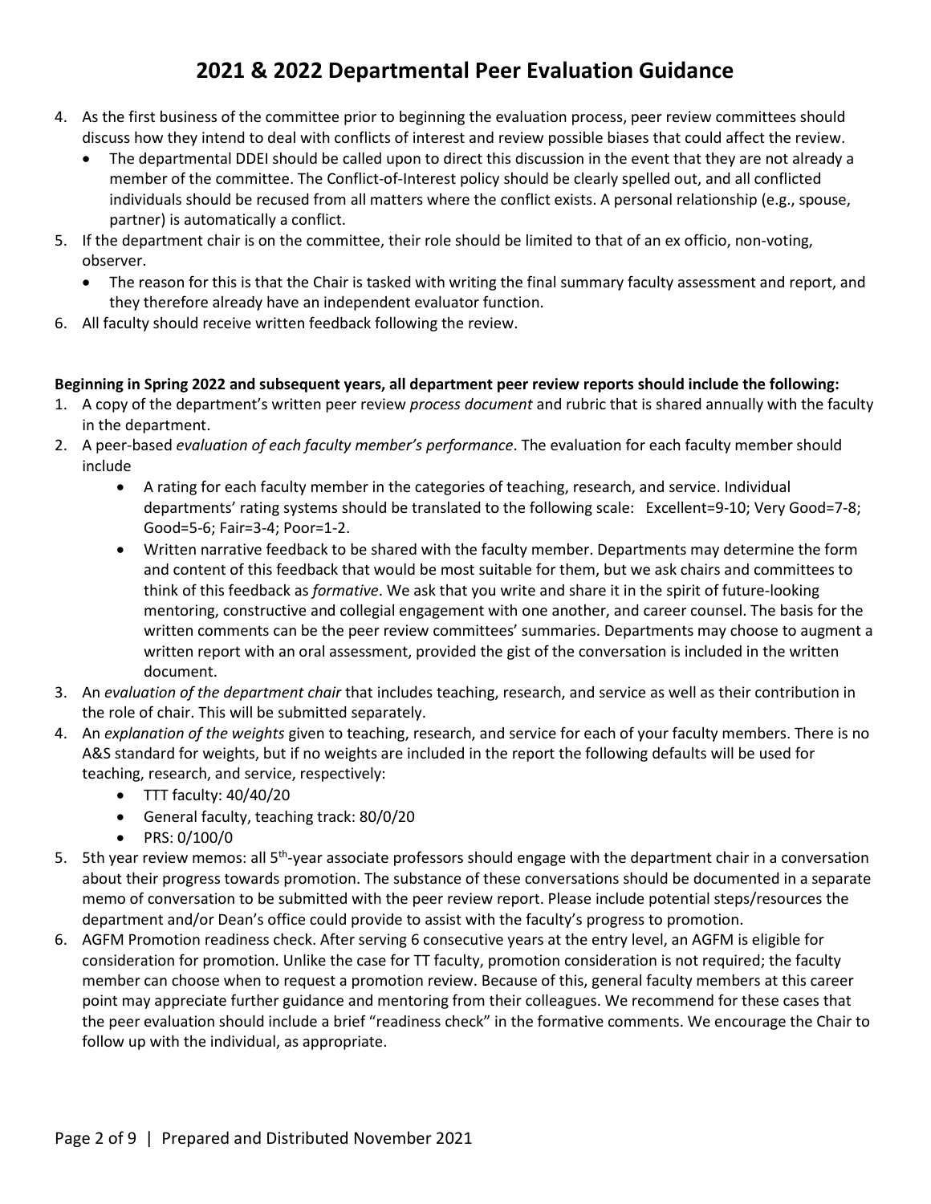# 2021 & 2022 Departmental Peer Evaluation Guidance

4. As the first business of the committee prior to beginning the evaluation process, peer review committees should discuss how they intend to deal with conflicts of interest and review possible biases that could affect the review.
   - The departmental DDEI should be called upon to direct this discussion in the event that they are not already a member of the committee. The Conflict-of-Interest policy should be clearly spelled out, and all conflicted individuals should be recused from all matters where the conflict exists. A personal relationship (e.g., spouse, partner) is automatically a conflict.
5. If the department chair is on the committee, their role should be limited to that of an ex officio, non-voting, observer.
   - The reason for this is that the Chair is tasked with writing the final summary faculty assessment and report, and they therefore already have an independent evaluator function.
6. All faculty should receive written feedback following the review.

**Beginning in Spring 2022 and subsequent years, all department peer review reports should include the following:**

1. A copy of the department's written peer review *process document* and rubric that is shared annually with the faculty in the department.
2. A peer-based *evaluation of each faculty member's performance*. The evaluation for each faculty member should include
   - A rating for each faculty member in the categories of teaching, research, and service. Individual departments' rating systems should be translated to the following scale: Excellent=9-10; Very Good=7-8; Good=5-6; Fair=3-4; Poor=1-2.
   - Written narrative feedback to be shared with the faculty member. Departments may determine the form and content of this feedback that would be most suitable for them, but we ask chairs and committees to think of this feedback as *formative*. We ask that you write and share it in the spirit of future-looking mentoring, constructive and collegial engagement with one another, and career counsel. The basis for the written comments can be the peer review committees' summaries. Departments may choose to augment a written report with an oral assessment, provided the gist of the conversation is included in the written document.
3. An *evaluation of the department chair* that includes teaching, research, and service as well as their contribution in the role of chair. This will be submitted separately.
4. An *explanation of the weights* given to teaching, research, and service for each of your faculty members. There is no A&S standard for weights, but if no weights are included in the report the following defaults will be used for teaching, research, and service, respectively:
   - TTT faculty: 40/40/20
   - General faculty, teaching track: 80/0/20
   - PRS: 0/100/0
5. 5th year review memos: all 5th-year associate professors should engage with the department chair in a conversation about their progress towards promotion. The substance of these conversations should be documented in a separate memo of conversation to be submitted with the peer review report. Please include potential steps/resources the department and/or Dean's office could provide to assist with the faculty's progress to promotion.
6. AGFM Promotion readiness check. After serving 6 consecutive years at the entry level, an AGFM is eligible for consideration for promotion. Unlike the case for TT faculty, promotion consideration is not required; the faculty member can choose when to request a promotion review. Because of this, general faculty members at this career point may appreciate further guidance and mentoring from their colleagues. We recommend for these cases that the peer evaluation should include a brief "readiness check" in the formative comments. We encourage the Chair to follow up with the individual, as appropriate.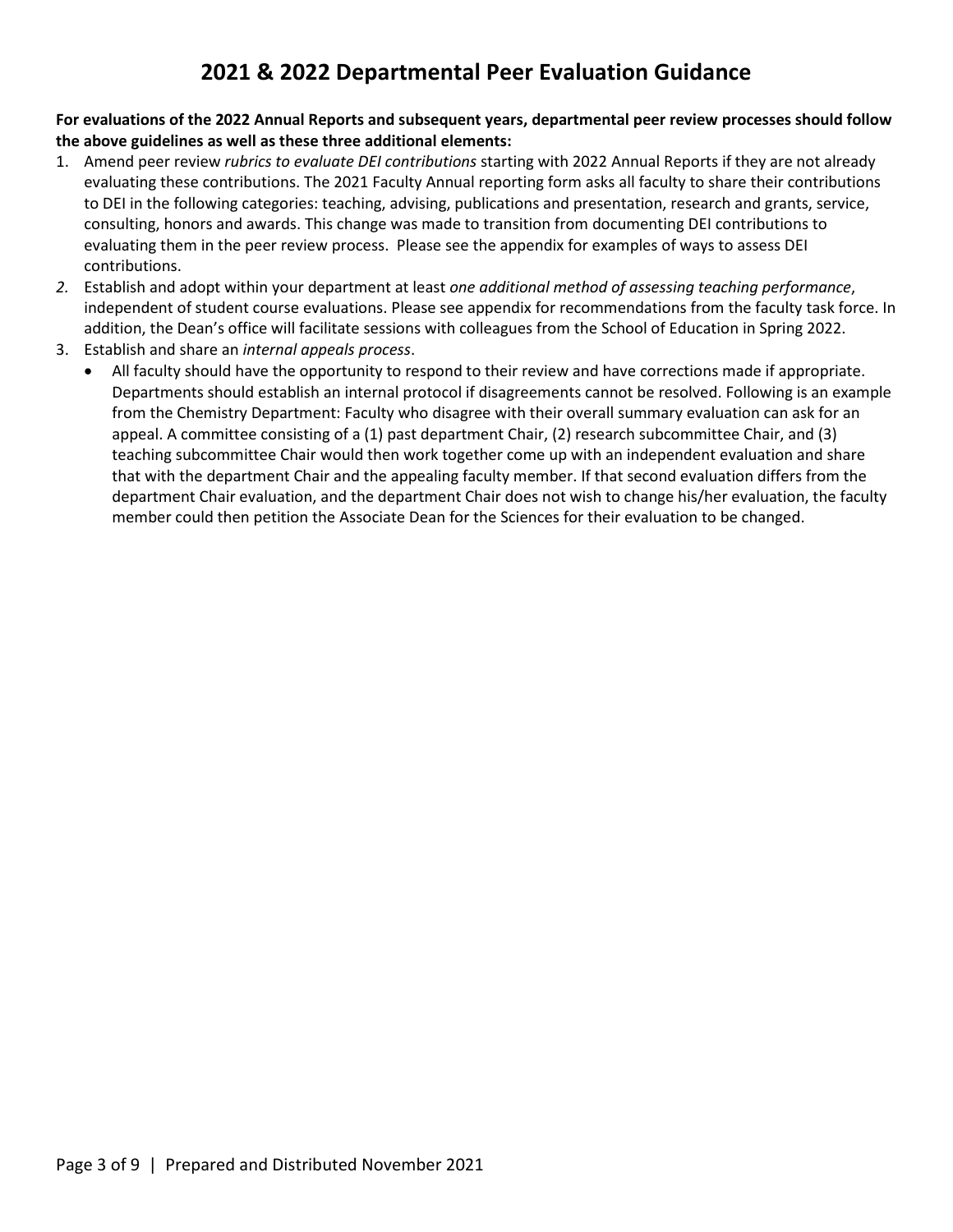# 2021 & 2022 Departmental Peer Evaluation Guidance

**For evaluations of the 2022 Annual Reports and subsequent years, departmental peer review processes should follow the above guidelines as well as these three additional elements:**

1. Amend peer review *rubrics to evaluate DEI contributions* starting with 2022 Annual Reports if they are not already evaluating these contributions. The 2021 Faculty Annual reporting form asks all faculty to share their contributions to DEI in the following categories: teaching, advising, publications and presentation, research and grants, service, consulting, honors and awards. This change was made to transition from documenting DEI contributions to evaluating them in the peer review process. Please see the appendix for examples of ways to assess DEI contributions.
2. Establish and adopt within your department at least *one additional method of assessing teaching performance*, independent of student course evaluations. Please see appendix for recommendations from the faculty task force. In addition, the Dean's office will facilitate sessions with colleagues from the School of Education in Spring 2022.
3. Establish and share an *internal appeals process*.
   - All faculty should have the opportunity to respond to their review and have corrections made if appropriate. Departments should establish an internal protocol if disagreements cannot be resolved. Following is an example from the Chemistry Department: Faculty who disagree with their overall summary evaluation can ask for an appeal. A committee consisting of a (1) past department Chair, (2) research subcommittee Chair, and (3) teaching subcommittee Chair would then work together come up with an independent evaluation and share that with the department Chair and the appealing faculty member. If that second evaluation differs from the department Chair evaluation, and the department Chair does not wish to change his/her evaluation, the faculty member could then petition the Associate Dean for the Sciences for their evaluation to be changed.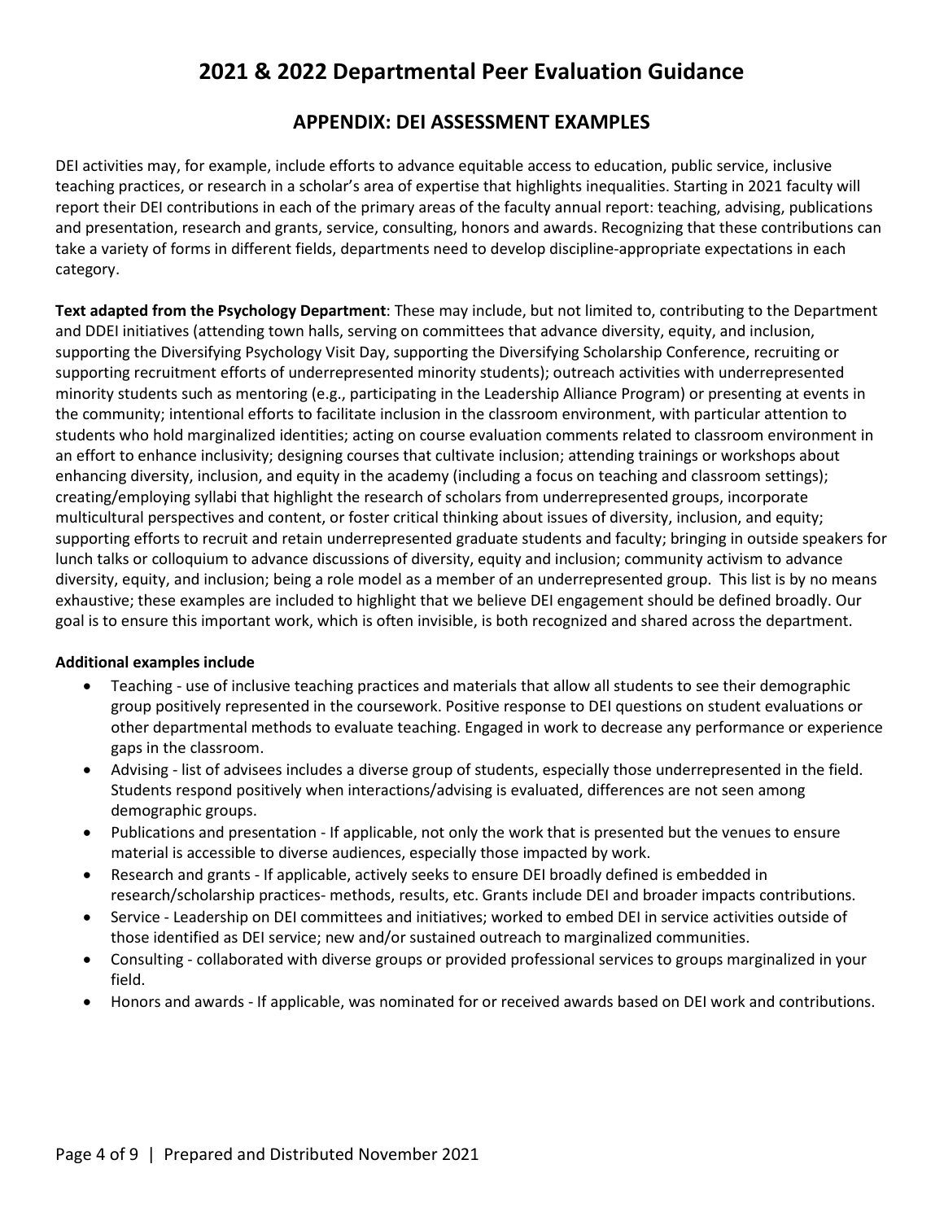# 2021 & 2022 Departmental Peer Evaluation Guidance

## APPENDIX: DEI ASSESSMENT EXAMPLES

DEI activities may, for example, include efforts to advance equitable access to education, public service, inclusive teaching practices, or research in a scholar's area of expertise that highlights inequalities. Starting in 2021 faculty will report their DEI contributions in each of the primary areas of the faculty annual report: teaching, advising, publications and presentation, research and grants, service, consulting, honors and awards. Recognizing that these contributions can take a variety of forms in different fields, departments need to develop discipline-appropriate expectations in each category.

**Text adapted from the Psychology Department**: These may include, but not limited to, contributing to the Department and DDEI initiatives (attending town halls, serving on committees that advance diversity, equity, and inclusion, supporting the Diversifying Psychology Visit Day, supporting the Diversifying Scholarship Conference, recruiting or supporting recruitment efforts of underrepresented minority students); outreach activities with underrepresented minority students such as mentoring (e.g., participating in the Leadership Alliance Program) or presenting at events in the community; intentional efforts to facilitate inclusion in the classroom environment, with particular attention to students who hold marginalized identities; acting on course evaluation comments related to classroom environment in an effort to enhance inclusivity; designing courses that cultivate inclusion; attending trainings or workshops about enhancing diversity, inclusion, and equity in the academy (including a focus on teaching and classroom settings); creating/employing syllabi that highlight the research of scholars from underrepresented groups, incorporate multicultural perspectives and content, or foster critical thinking about issues of diversity, inclusion, and equity; supporting efforts to recruit and retain underrepresented graduate students and faculty; bringing in outside speakers for lunch talks or colloquium to advance discussions of diversity, equity and inclusion; community activism to advance diversity, equity, and inclusion; being a role model as a member of an underrepresented group. This list is by no means exhaustive; these examples are included to highlight that we believe DEI engagement should be defined broadly. Our goal is to ensure this important work, which is often invisible, is both recognized and shared across the department.

**Additional examples include**

- Teaching - use of inclusive teaching practices and materials that allow all students to see their demographic group positively represented in the coursework. Positive response to DEI questions on student evaluations or other departmental methods to evaluate teaching. Engaged in work to decrease any performance or experience gaps in the classroom.
- Advising - list of advisees includes a diverse group of students, especially those underrepresented in the field. Students respond positively when interactions/advising is evaluated, differences are not seen among demographic groups.
- Publications and presentation - If applicable, not only the work that is presented but the venues to ensure material is accessible to diverse audiences, especially those impacted by work.
- Research and grants - If applicable, actively seeks to ensure DEI broadly defined is embedded in research/scholarship practices- methods, results, etc. Grants include DEI and broader impacts contributions.
- Service - Leadership on DEI committees and initiatives; worked to embed DEI in service activities outside of those identified as DEI service; new and/or sustained outreach to marginalized communities.
- Consulting - collaborated with diverse groups or provided professional services to groups marginalized in your field.
- Honors and awards - If applicable, was nominated for or received awards based on DEI work and contributions.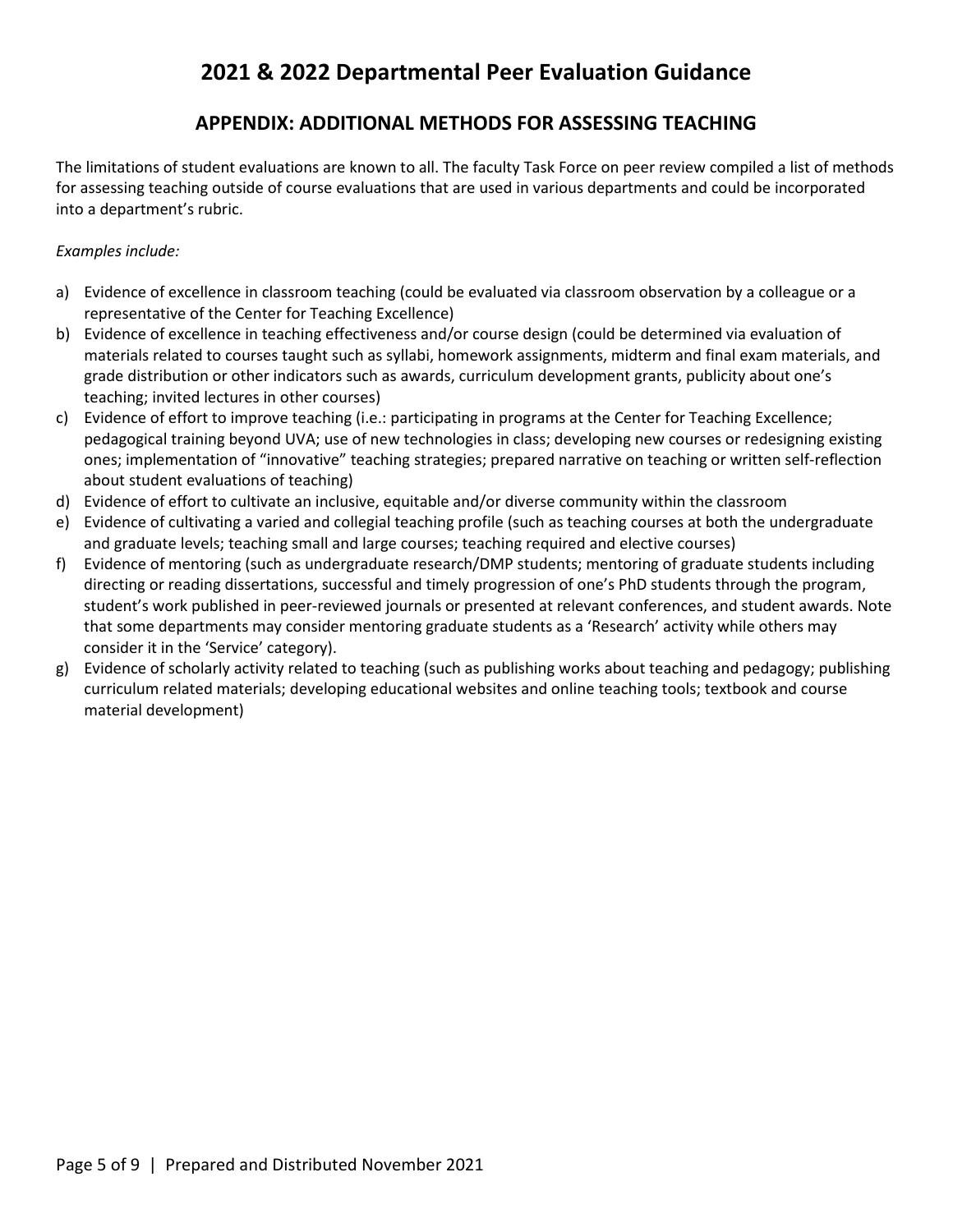# 2021 & 2022 Departmental Peer Evaluation Guidance

## APPENDIX: ADDITIONAL METHODS FOR ASSESSING TEACHING

The limitations of student evaluations are known to all. The faculty Task Force on peer review compiled a list of methods for assessing teaching outside of course evaluations that are used in various departments and could be incorporated into a department's rubric.

*Examples include:*

a) Evidence of excellence in classroom teaching (could be evaluated via classroom observation by a colleague or a representative of the Center for Teaching Excellence)
b) Evidence of excellence in teaching effectiveness and/or course design (could be determined via evaluation of materials related to courses taught such as syllabi, homework assignments, midterm and final exam materials, and grade distribution or other indicators such as awards, curriculum development grants, publicity about one's teaching; invited lectures in other courses)
c) Evidence of effort to improve teaching (i.e.: participating in programs at the Center for Teaching Excellence; pedagogical training beyond UVA; use of new technologies in class; developing new courses or redesigning existing ones; implementation of "innovative" teaching strategies; prepared narrative on teaching or written self-reflection about student evaluations of teaching)
d) Evidence of effort to cultivate an inclusive, equitable and/or diverse community within the classroom
e) Evidence of cultivating a varied and collegial teaching profile (such as teaching courses at both the undergraduate and graduate levels; teaching small and large courses; teaching required and elective courses)
f) Evidence of mentoring (such as undergraduate research/DMP students; mentoring of graduate students including directing or reading dissertations, successful and timely progression of one's PhD students through the program, student's work published in peer-reviewed journals or presented at relevant conferences, and student awards. Note that some departments may consider mentoring graduate students as a 'Research' activity while others may consider it in the 'Service' category).
g) Evidence of scholarly activity related to teaching (such as publishing works about teaching and pedagogy; publishing curriculum related materials; developing educational websites and online teaching tools; textbook and course material development)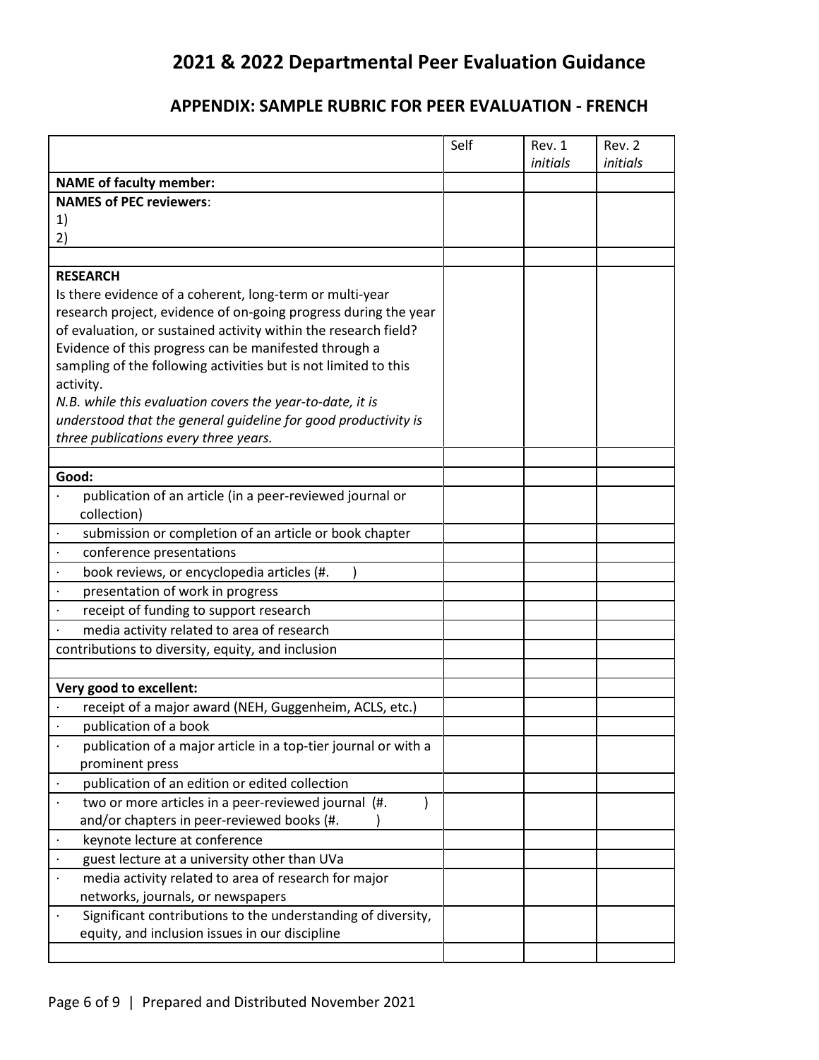# 2021 & 2022 Departmental Peer Evaluation Guidance

## APPENDIX: SAMPLE RUBRIC FOR PEER EVALUATION - FRENCH

| | Self | Rev. 1 *initials* | Rev. 2 *initials* |
|---|---|---|---|
| **NAME of faculty member:** | | | |
| **NAMES of PEC reviewers**:<br>1)<br>2) | | | |
| | | | |
| **RESEARCH**<br>Is there evidence of a coherent, long-term or multi-year research project, evidence of on-going progress during the year of evaluation, or sustained activity within the research field? Evidence of this progress can be manifested through a sampling of the following activities but is not limited to this activity.<br>*N.B. while this evaluation covers the year-to-date, it is understood that the general guideline for good productivity is three publications every three years.* | | | |
| | | | |
| **Good:** | | | |
| · publication of an article (in a peer-reviewed journal or collection) | | | |
| · submission or completion of an article or book chapter | | | |
| · conference presentations | | | |
| · book reviews, or encyclopedia articles (#. ) | | | |
| · presentation of work in progress | | | |
| · receipt of funding to support research | | | |
| · media activity related to area of research | | | |
| contributions to diversity, equity, and inclusion | | | |
| | | | |
| **Very good to excellent:** | | | |
| · receipt of a major award (NEH, Guggenheim, ACLS, etc.) | | | |
| · publication of a book | | | |
| · publication of a major article in a top-tier journal or with a prominent press | | | |
| · publication of an edition or edited collection | | | |
| · two or more articles in a peer-reviewed journal (#. ) and/or chapters in peer-reviewed books (#. ) | | | |
| · keynote lecture at conference | | | |
| · guest lecture at a university other than UVa | | | |
| · media activity related to area of research for major networks, journals, or newspapers | | | |
| · Significant contributions to the understanding of diversity, equity, and inclusion issues in our discipline | | | |
| | | | |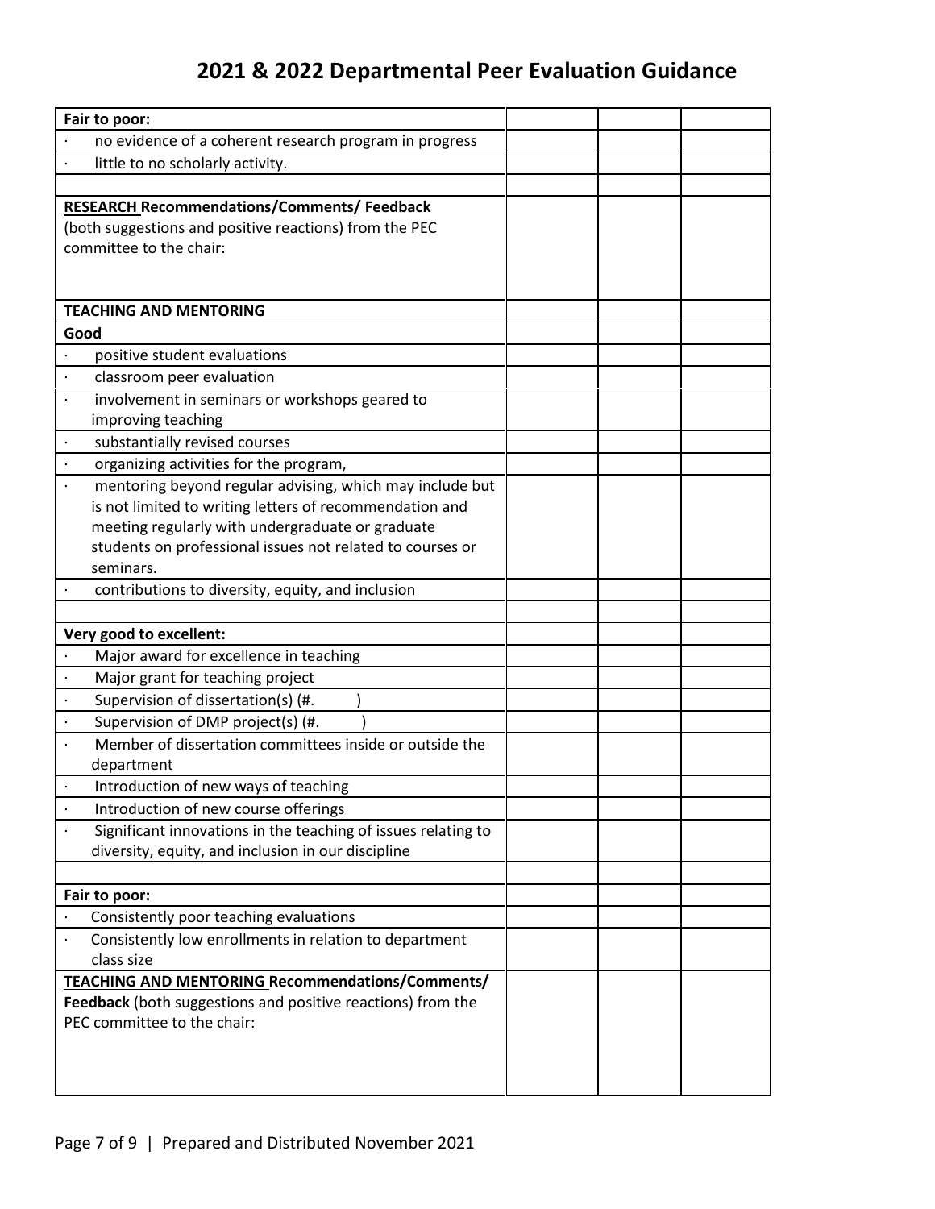# 2021 & 2022 Departmental Peer Evaluation Guidance

| | | | |
|---|---|---|---|
| **Fair to poor:** | | | |
| · no evidence of a coherent research program in progress | | | |
| · little to no scholarly activity. | | | |
| | | | |
| **RESEARCH Recommendations/Comments/ Feedback** (both suggestions and positive reactions) from the PEC committee to the chair: | | | |
| **TEACHING AND MENTORING** | | | |
| **Good** | | | |
| · positive student evaluations | | | |
| · classroom peer evaluation | | | |
| · involvement in seminars or workshops geared to improving teaching | | | |
| · substantially revised courses | | | |
| · organizing activities for the program, | | | |
| · mentoring beyond regular advising, which may include but is not limited to writing letters of recommendation and meeting regularly with undergraduate or graduate students on professional issues not related to courses or seminars. | | | |
| · contributions to diversity, equity, and inclusion | | | |
| | | | |
| **Very good to excellent:** | | | |
| · Major award for excellence in teaching | | | |
| · Major grant for teaching project | | | |
| · Supervision of dissertation(s) (#. ) | | | |
| · Supervision of DMP project(s) (#. ) | | | |
| · Member of dissertation committees inside or outside the department | | | |
| · Introduction of new ways of teaching | | | |
| · Introduction of new course offerings | | | |
| · Significant innovations in the teaching of issues relating to diversity, equity, and inclusion in our discipline | | | |
| | | | |
| **Fair to poor:** | | | |
| · Consistently poor teaching evaluations | | | |
| · Consistently low enrollments in relation to department class size | | | |
| **TEACHING AND MENTORING Recommendations/Comments/ Feedback** (both suggestions and positive reactions) from the PEC committee to the chair: | | | |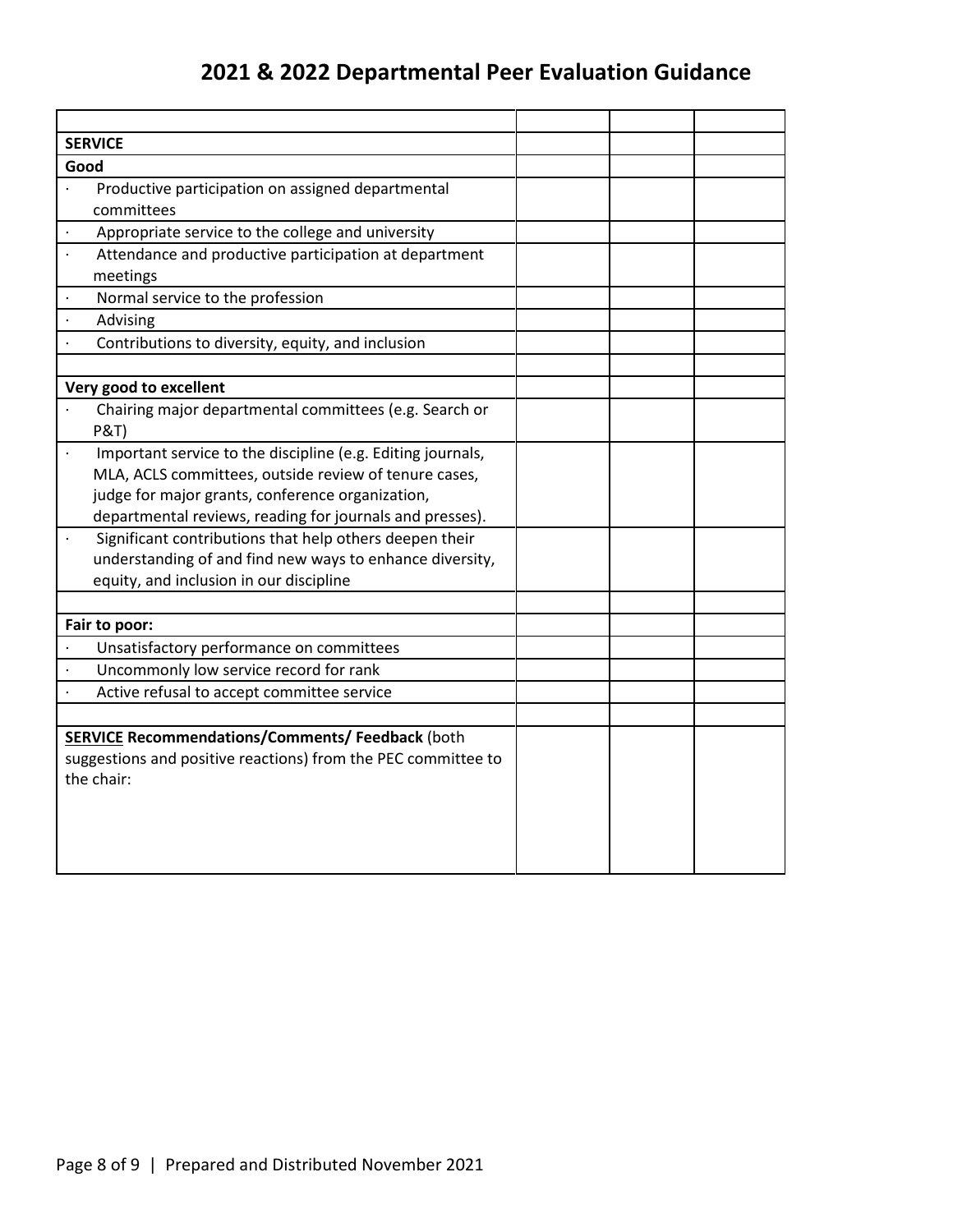# 2021 & 2022 Departmental Peer Evaluation Guidance

| | | | |
|---|---|---|---|
| **SERVICE** | | | |
| **Good** | | | |
| · Productive participation on assigned departmental committees | | | |
| · Appropriate service to the college and university | | | |
| · Attendance and productive participation at department meetings | | | |
| · Normal service to the profession | | | |
| · Advising | | | |
| · Contributions to diversity, equity, and inclusion | | | |
| | | | |
| **Very good to excellent** | | | |
| · Chairing major departmental committees (e.g. Search or P&T) | | | |
| · Important service to the discipline (e.g. Editing journals, MLA, ACLS committees, outside review of tenure cases, judge for major grants, conference organization, departmental reviews, reading for journals and presses). | | | |
| · Significant contributions that help others deepen their understanding of and find new ways to enhance diversity, equity, and inclusion in our discipline | | | |
| | | | |
| **Fair to poor:** | | | |
| · Unsatisfactory performance on committees | | | |
| · Uncommonly low service record for rank | | | |
| · Active refusal to accept committee service | | | |
| | | | |
| **SERVICE Recommendations/Comments/ Feedback** (both suggestions and positive reactions) from the PEC committee to the chair: | | | |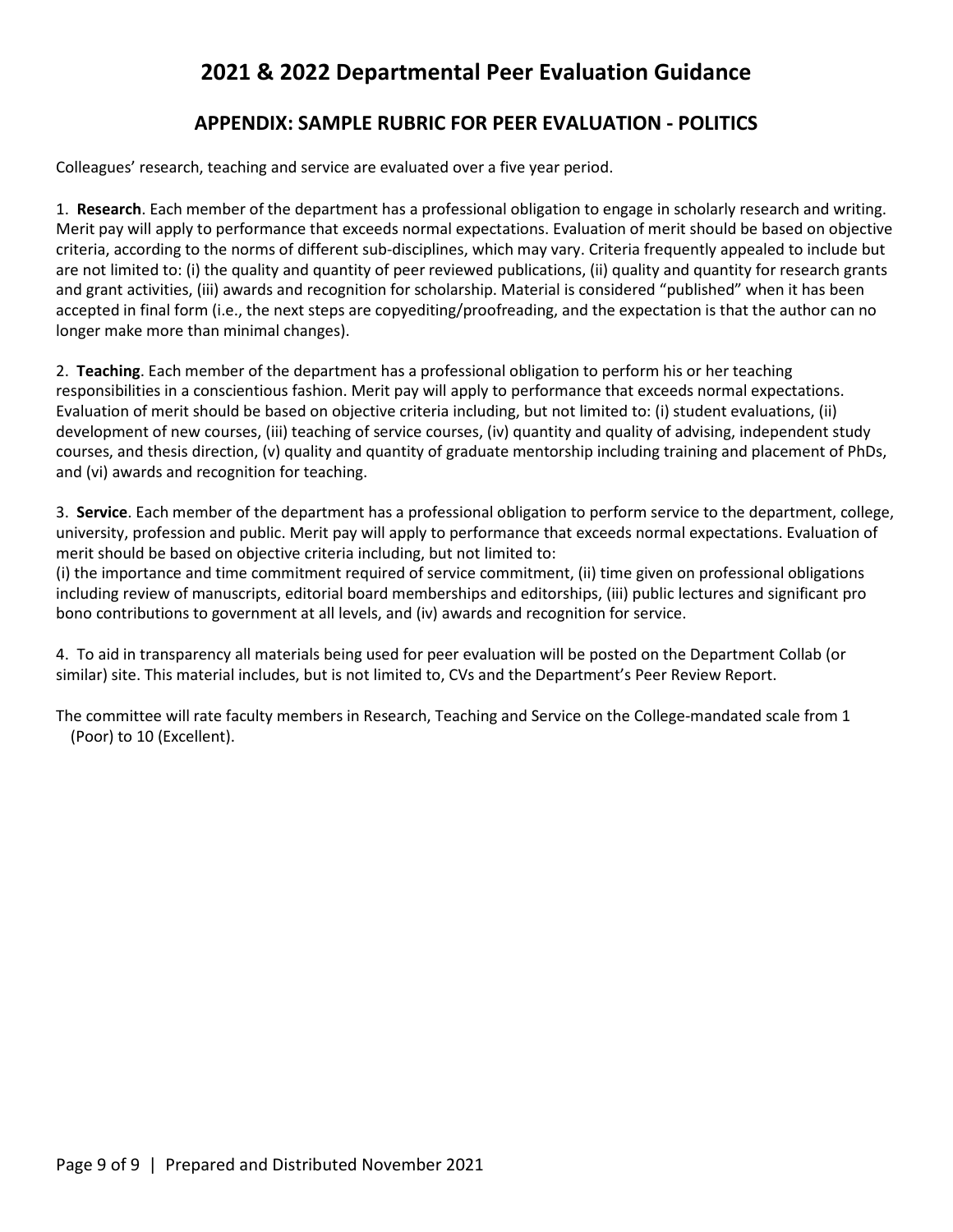# 2021 & 2022 Departmental Peer Evaluation Guidance

## APPENDIX: SAMPLE RUBRIC FOR PEER EVALUATION - POLITICS

Colleagues' research, teaching and service are evaluated over a five year period.

1. **Research**. Each member of the department has a professional obligation to engage in scholarly research and writing. Merit pay will apply to performance that exceeds normal expectations. Evaluation of merit should be based on objective criteria, according to the norms of different sub-disciplines, which may vary. Criteria frequently appealed to include but are not limited to: (i) the quality and quantity of peer reviewed publications, (ii) quality and quantity for research grants and grant activities, (iii) awards and recognition for scholarship. Material is considered "published" when it has been accepted in final form (i.e., the next steps are copyediting/proofreading, and the expectation is that the author can no longer make more than minimal changes).

2. **Teaching**. Each member of the department has a professional obligation to perform his or her teaching responsibilities in a conscientious fashion. Merit pay will apply to performance that exceeds normal expectations. Evaluation of merit should be based on objective criteria including, but not limited to: (i) student evaluations, (ii) development of new courses, (iii) teaching of service courses, (iv) quantity and quality of advising, independent study courses, and thesis direction, (v) quality and quantity of graduate mentorship including training and placement of PhDs, and (vi) awards and recognition for teaching.

3. **Service**. Each member of the department has a professional obligation to perform service to the department, college, university, profession and public. Merit pay will apply to performance that exceeds normal expectations. Evaluation of merit should be based on objective criteria including, but not limited to:
(i) the importance and time commitment required of service commitment, (ii) time given on professional obligations including review of manuscripts, editorial board memberships and editorships, (iii) public lectures and significant pro bono contributions to government at all levels, and (iv) awards and recognition for service.

4. To aid in transparency all materials being used for peer evaluation will be posted on the Department Collab (or similar) site. This material includes, but is not limited to, CVs and the Department's Peer Review Report.

The committee will rate faculty members in Research, Teaching and Service on the College-mandated scale from 1 (Poor) to 10 (Excellent).